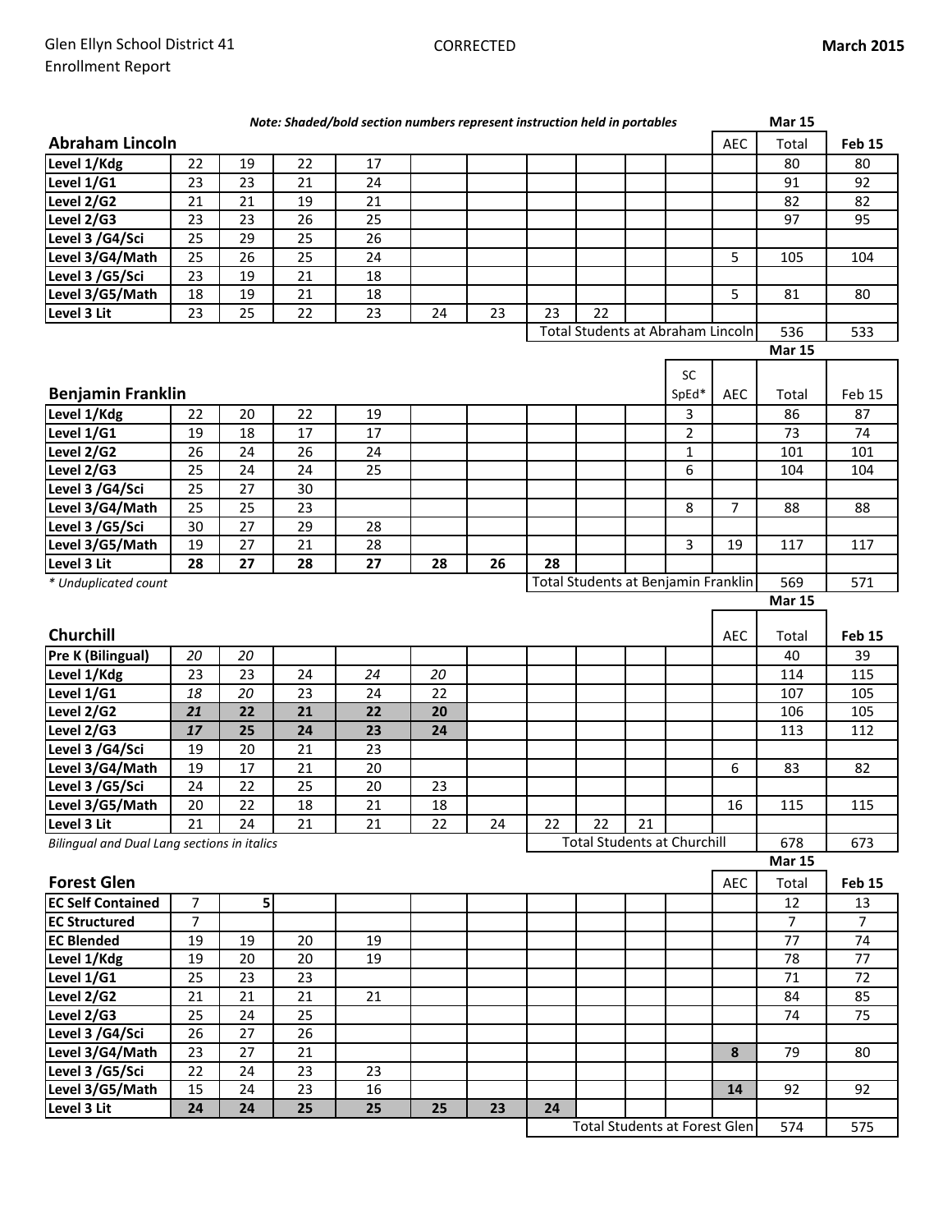Glen Ellyn School District 41
Enrollment Report

CORRECTED

**March 2015**

***Note: Shaded/bold section numbers represent instruction held in portables***

## Abraham Lincoln

| | | | | | | | | | | | AEC | Mar 15 Total | Feb 15 |
|---|---|---|---|---|---|---|---|---|---|---|---|---|---|
| Level 1/Kdg | 22 | 19 | 22 | 17 | | | | | | | | 80 | 80 |
| Level 1/G1 | 23 | 23 | 21 | 24 | | | | | | | | 91 | 92 |
| Level 2/G2 | 21 | 21 | 19 | 21 | | | | | | | | 82 | 82 |
| Level 2/G3 | 23 | 23 | 26 | 25 | | | | | | | | 97 | 95 |
| Level 3 /G4/Sci | 25 | 29 | 25 | 26 | | | | | | | | | |
| Level 3/G4/Math | 25 | 26 | 25 | 24 | | | | | | | 5 | 105 | 104 |
| Level 3 /G5/Sci | 23 | 19 | 21 | 18 | | | | | | | | | |
| Level 3/G5/Math | 18 | 19 | 21 | 18 | | | | | | | 5 | 81 | 80 |
| Level 3 Lit | 23 | 25 | 22 | 23 | 24 | 23 | 23 | 22 | | | | | |
| | | | | | | | Total Students at Abraham Lincoln | | | | | 536 | 533 |

## Benjamin Franklin

| | | | | | | | | | | SC SpEd* | AEC | Mar 15 Total | Feb 15 |
|---|---|---|---|---|---|---|---|---|---|---|---|---|---|
| Level 1/Kdg | 22 | 20 | 22 | 19 | | | | | | 3 | | 86 | 87 |
| Level 1/G1 | 19 | 18 | 17 | 17 | | | | | | 2 | | 73 | 74 |
| Level 2/G2 | 26 | 24 | 26 | 24 | | | | | | 1 | | 101 | 101 |
| Level 2/G3 | 25 | 24 | 24 | 25 | | | | | | 6 | | 104 | 104 |
| Level 3 /G4/Sci | 25 | 27 | 30 | | | | | | | | | | |
| Level 3/G4/Math | 25 | 25 | 23 | | | | | | | 8 | 7 | 88 | 88 |
| Level 3 /G5/Sci | 30 | 27 | 29 | 28 | | | | | | | | | |
| Level 3/G5/Math | 19 | 27 | 21 | 28 | | | | | | 3 | 19 | 117 | 117 |
| Level 3 Lit | **28** | **27** | **28** | **27** | **28** | **26** | **28** | | | | | | |
| | | | | | | | Total Students at Benjamin Franklin | | | | | 569 | 571 |

*\* Unduplicated count*

## Churchill

| | | | | | | | | | | | AEC | Mar 15 Total | Feb 15 |
|---|---|---|---|---|---|---|---|---|---|---|---|---|---|
| Pre K (Bilingual) | *20* | *20* | | | | | | | | | | 40 | 39 |
| Level 1/Kdg | 23 | 23 | 24 | *24* | *20* | | | | | | | 114 | 115 |
| Level 1/G1 | *18* | *20* | 23 | 24 | 22 | | | | | | | 107 | 105 |
| Level 2/G2 | ***21*** | **22** | **21** | **22** | **20** | | | | | | | 106 | 105 |
| Level 2/G3 | ***17*** | **25** | **24** | **23** | **24** | | | | | | | 113 | 112 |
| Level 3 /G4/Sci | 19 | 20 | 21 | 23 | | | | | | | | | |
| Level 3/G4/Math | 19 | 17 | 21 | 20 | | | | | | | 6 | 83 | 82 |
| Level 3 /G5/Sci | 24 | 22 | 25 | 20 | 23 | | | | | | | | |
| Level 3/G5/Math | 20 | 22 | 18 | 21 | 18 | | | | | | 16 | 115 | 115 |
| Level 3 Lit | 21 | 24 | 21 | 21 | 22 | 24 | 22 | 22 | 21 | | | | |
| | | | | | | | Total Students at Churchill | | | | | 678 | 673 |

*Bilingual and Dual Lang sections in italics*

## Forest Glen

| | | | | | | | | | | | AEC | Mar 15 Total | Feb 15 |
|---|---|---|---|---|---|---|---|---|---|---|---|---|---|
| EC Self Contained | 7 | 5 | | | | | | | | | | 12 | 13 |
| EC Structured | 7 | | | | | | | | | | | 7 | 7 |
| EC Blended | 19 | 19 | 20 | 19 | | | | | | | | 77 | 74 |
| Level 1/Kdg | 19 | 20 | 20 | 19 | | | | | | | | 78 | 77 |
| Level 1/G1 | 25 | 23 | 23 | | | | | | | | | 71 | 72 |
| Level 2/G2 | 21 | 21 | 21 | 21 | | | | | | | | 84 | 85 |
| Level 2/G3 | 25 | 24 | 25 | | | | | | | | | 74 | 75 |
| Level 3 /G4/Sci | 26 | 27 | 26 | | | | | | | | | | |
| Level 3/G4/Math | 23 | 27 | 21 | | | | | | | | **8** | 79 | 80 |
| Level 3 /G5/Sci | 22 | 24 | 23 | 23 | | | | | | | | | |
| Level 3/G5/Math | 15 | 24 | 23 | 16 | | | | | | | **14** | 92 | 92 |
| Level 3 Lit | **24** | **24** | **25** | **25** | **25** | **23** | **24** | | | | | | |
| | | | | | | | Total Students at Forest Glen | | | | | 574 | 575 |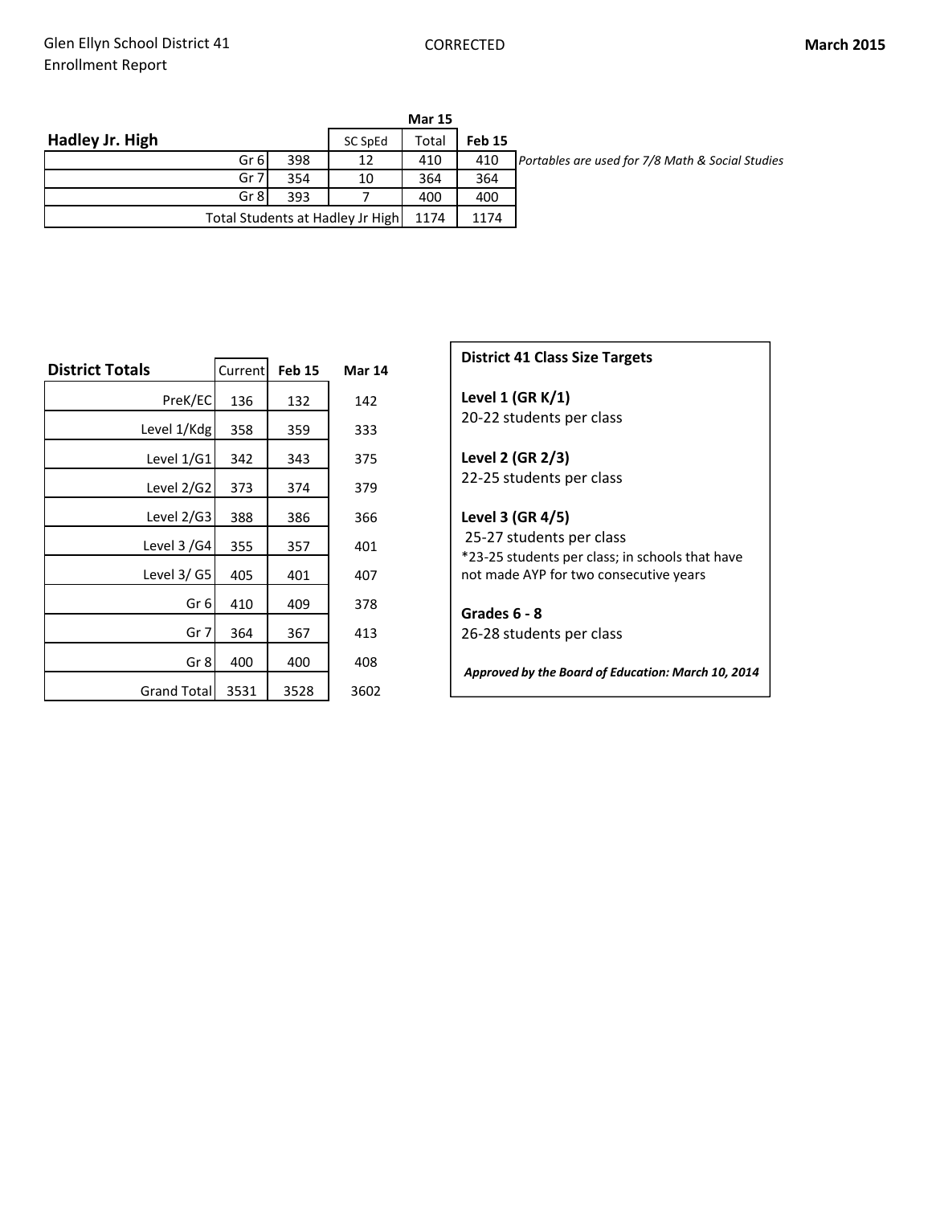Glen Ellyn School District 41
Enrollment Report

CORRECTED

**March 2015**

## Hadley Jr. High

| | | SC SpEd | Mar 15 Total | Feb 15 |
|---|---|---|---|---|
| Gr 6 | 398 | 12 | 410 | 410 |
| Gr 7 | 354 | 10 | 364 | 364 |
| Gr 8 | 393 | 7 | 400 | 400 |
| Total Students at Hadley Jr High | | | 1174 | 1174 |

*Portables are used for 7/8 Math & Social Studies*

## District Totals

| District Totals | Current | Feb 15 | Mar 14 |
|---|---|---|---|
| PreK/EC | 136 | 132 | 142 |
| Level 1/Kdg | 358 | 359 | 333 |
| Level 1/G1 | 342 | 343 | 375 |
| Level 2/G2 | 373 | 374 | 379 |
| Level 2/G3 | 388 | 386 | 366 |
| Level 3 /G4 | 355 | 357 | 401 |
| Level 3/ G5 | 405 | 401 | 407 |
| Gr 6 | 410 | 409 | 378 |
| Gr 7 | 364 | 367 | 413 |
| Gr 8 | 400 | 400 | 408 |
| Grand Total | 3531 | 3528 | 3602 |

**District 41 Class Size Targets**

**Level 1 (GR K/1)**
20-22 students per class

**Level 2 (GR 2/3)**
22-25 students per class

**Level 3 (GR 4/5)**
25-27 students per class
*23-25 students per class; in schools that have not made AYP for two consecutive years

**Grades 6 - 8**
26-28 students per class

***Approved by the Board of Education: March 10, 2014***